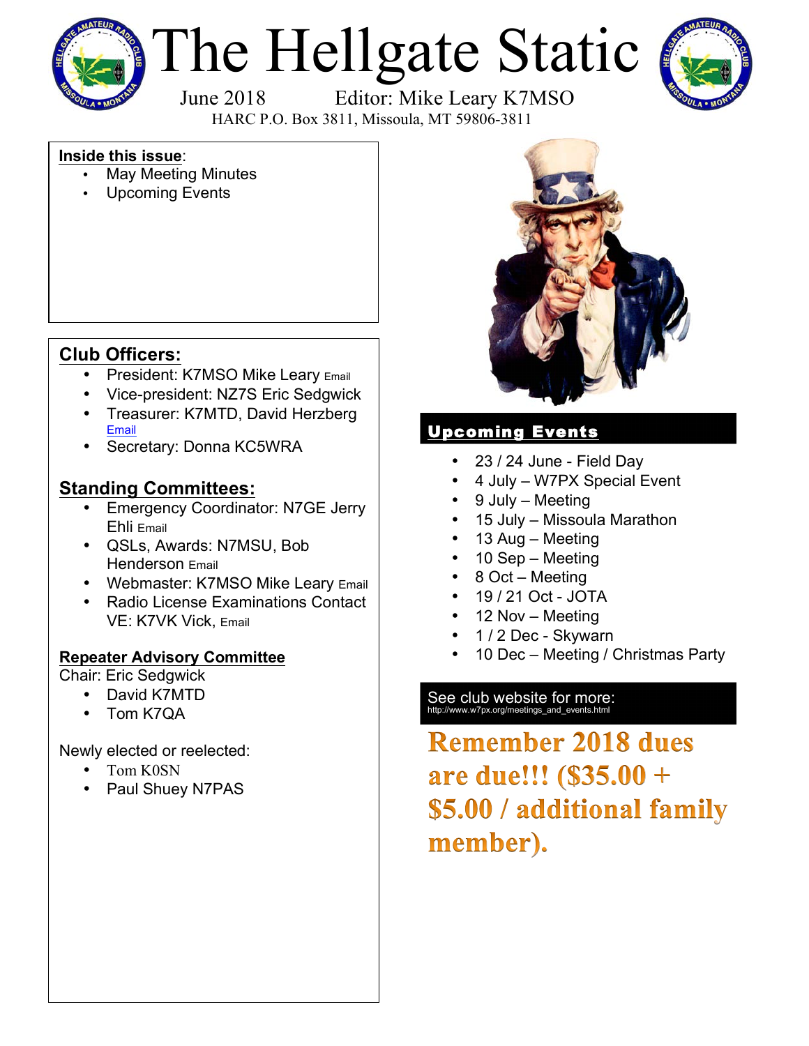# The Hellgate Static

June 2018 Editor: Mike Leary K7MSO

HARC P.O. Box 3811, Missoula, MT 59806-3811

**Inside this issue**:

- May Meeting Minutes
- Upcoming Events

## Club Officers:

- President: K7MSO Mike Leary Email
- Vice-president: NZ7S Eric Sedgwick
- Treasurer: K7MTD, David Herzberg Email
- Secretary: Donna KC5WRA

## Standing Committees:

- Emergency Coordinator: N7GE Jerry Ehli Email
- QSLs, Awards: N7MSU, Bob Henderson Email
- Webmaster: K7MSO Mike Leary Email
- Radio License Examinations Contact VE: K7VK Vick, Email

### Repeater Advisory Committee

Chair: Eric Sedgwick

- David K7MTD
- Tom K7QA

Newly elected or reelected:

- Tom K0SN
- Paul Shuey N7PAS

## Upcoming Events

- 23 / 24 June - Field Day
- 4 July – W7PX Special Event
- 9 July – Meeting
- 15 July – Missoula Marathon
- 13 Aug – Meeting
- 10 Sep – Meeting
- 8 Oct – Meeting
- 19 / 21 Oct - JOTA
- 12 Nov – Meeting
- 1 / 2 Dec - Skywarn
- 10 Dec – Meeting / Christmas Party

See club website for more:
http://www.w7px.org/meetings_and_events.html

**Remember 2018 dues are due!!! ($35.00 + $5.00 / additional family member).**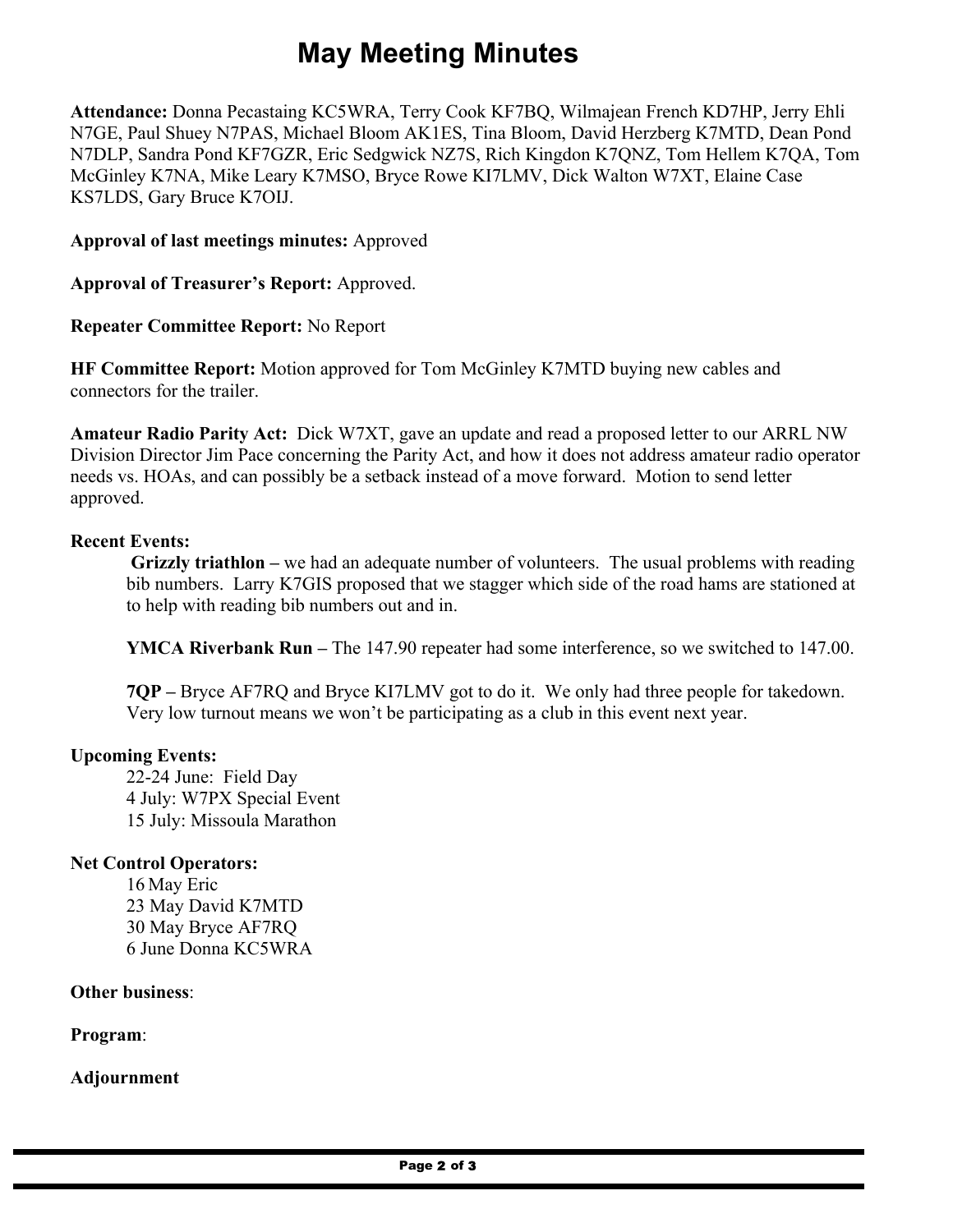# May Meeting Minutes

**Attendance:** Donna Pecastaing KC5WRA, Terry Cook KF7BQ, Wilmajean French KD7HP, Jerry Ehli N7GE, Paul Shuey N7PAS, Michael Bloom AK1ES, Tina Bloom, David Herzberg K7MTD, Dean Pond N7DLP, Sandra Pond KF7GZR, Eric Sedgwick NZ7S, Rich Kingdon K7QNZ, Tom Hellem K7QA, Tom McGinley K7NA, Mike Leary K7MSO, Bryce Rowe KI7LMV, Dick Walton W7XT, Elaine Case KS7LDS, Gary Bruce K7OIJ.

**Approval of last meetings minutes:** Approved

**Approval of Treasurer's Report:** Approved.

**Repeater Committee Report:** No Report

**HF Committee Report:** Motion approved for Tom McGinley K7MTD buying new cables and connectors for the trailer.

**Amateur Radio Parity Act:** Dick W7XT, gave an update and read a proposed letter to our ARRL NW Division Director Jim Pace concerning the Parity Act, and how it does not address amateur radio operator needs vs. HOAs, and can possibly be a setback instead of a move forward. Motion to send letter approved.

**Recent Events:**

**Grizzly triathlon –** we had an adequate number of volunteers. The usual problems with reading bib numbers. Larry K7GIS proposed that we stagger which side of the road hams are stationed at to help with reading bib numbers out and in.

**YMCA Riverbank Run –** The 147.90 repeater had some interference, so we switched to 147.00.

**7QP –** Bryce AF7RQ and Bryce KI7LMV got to do it. We only had three people for takedown. Very low turnout means we won't be participating as a club in this event next year.

**Upcoming Events:**

22-24 June: Field Day
4 July: W7PX Special Event
15 July: Missoula Marathon

**Net Control Operators:**

16 May Eric
23 May David K7MTD
30 May Bryce AF7RQ
6 June Donna KC5WRA

**Other business**:

**Program**:

**Adjournment**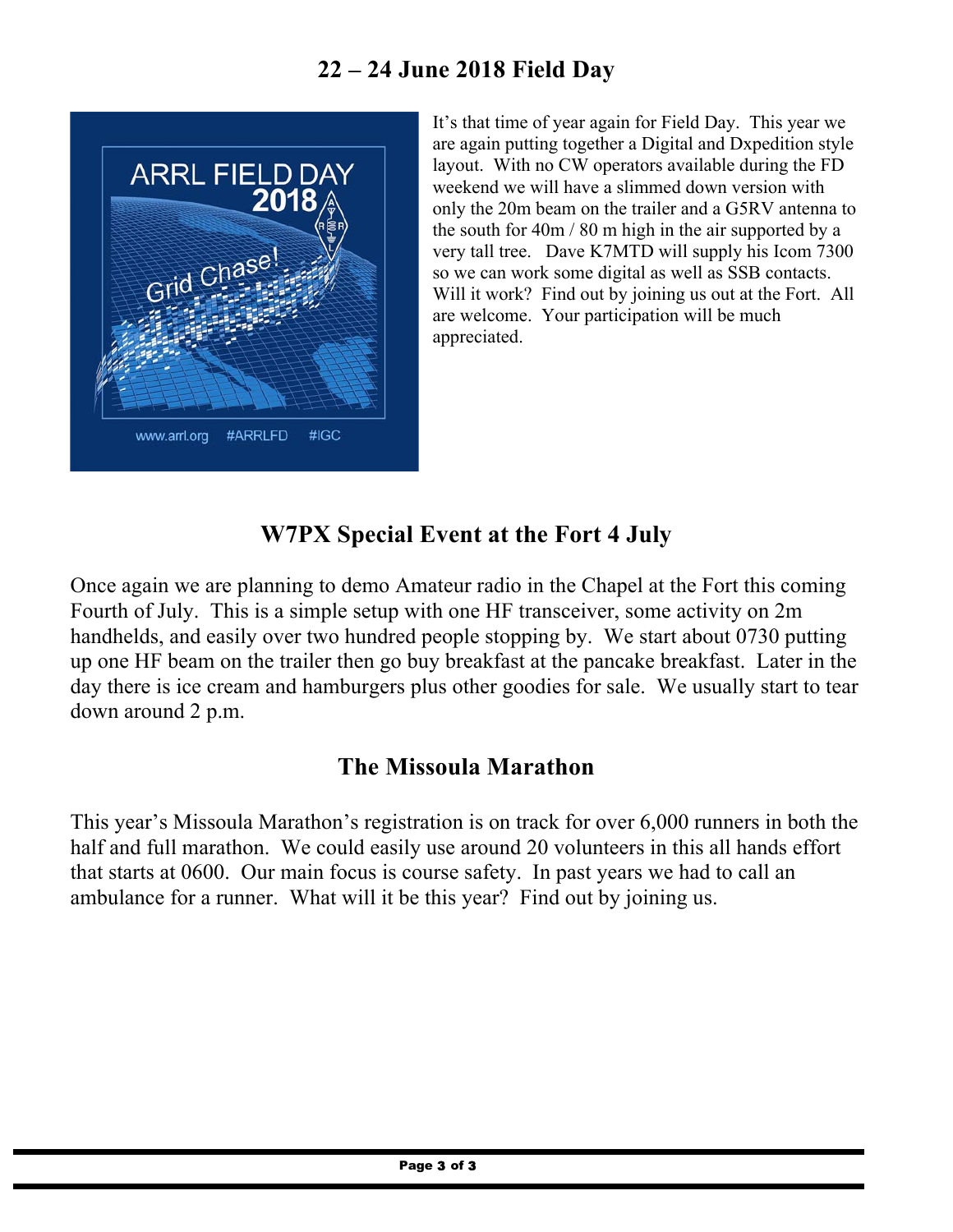## 22 – 24 June 2018 Field Day

It's that time of year again for Field Day. This year we are again putting together a Digital and Dxpedition style layout. With no CW operators available during the FD weekend we will have a slimmed down version with only the 20m beam on the trailer and a G5RV antenna to the south for 40m / 80 m high in the air supported by a very tall tree. Dave K7MTD will supply his Icom 7300 so we can work some digital as well as SSB contacts. Will it work? Find out by joining us out at the Fort. All are welcome. Your participation will be much appreciated.

## W7PX Special Event at the Fort 4 July

Once again we are planning to demo Amateur radio in the Chapel at the Fort this coming Fourth of July. This is a simple setup with one HF transceiver, some activity on 2m handhelds, and easily over two hundred people stopping by. We start about 0730 putting up one HF beam on the trailer then go buy breakfast at the pancake breakfast. Later in the day there is ice cream and hamburgers plus other goodies for sale. We usually start to tear down around 2 p.m.

## The Missoula Marathon

This year's Missoula Marathon's registration is on track for over 6,000 runners in both the half and full marathon. We could easily use around 20 volunteers in this all hands effort that starts at 0600. Our main focus is course safety. In past years we had to call an ambulance for a runner. What will it be this year? Find out by joining us.